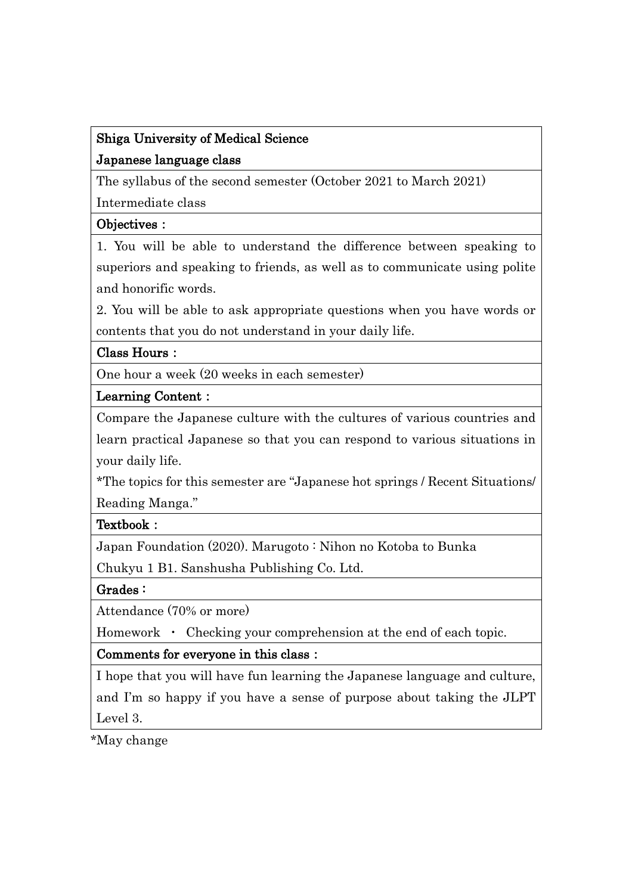**Shiga University of Medical Science**

**Japanese language class**

The syllabus of the second semester (October 2021 to March 2021)

Intermediate class

**Objectives：**

1. You will be able to understand the difference between speaking to superiors and speaking to friends, as well as to communicate using polite and honorific words.

2. You will be able to ask appropriate questions when you have words or contents that you do not understand in your daily life.

**Class Hours：**

One hour a week (20 weeks in each semester)

**Learning Content：**

Compare the Japanese culture with the cultures of various countries and learn practical Japanese so that you can respond to various situations in your daily life.

*The topics for this semester are "Japanese hot springs / Recent Situations/ Reading Manga."

**Textbook：**

Japan Foundation (2020). Marugoto : Nihon no Kotoba to Bunka Chukyu 1 B1. Sanshusha Publishing Co. Ltd.

**Grades：**

Attendance (70% or more)

Homework ・ Checking your comprehension at the end of each topic.

**Comments for everyone in this class：**

I hope that you will have fun learning the Japanese language and culture, and I'm so happy if you have a sense of purpose about taking the JLPT Level 3.

*May change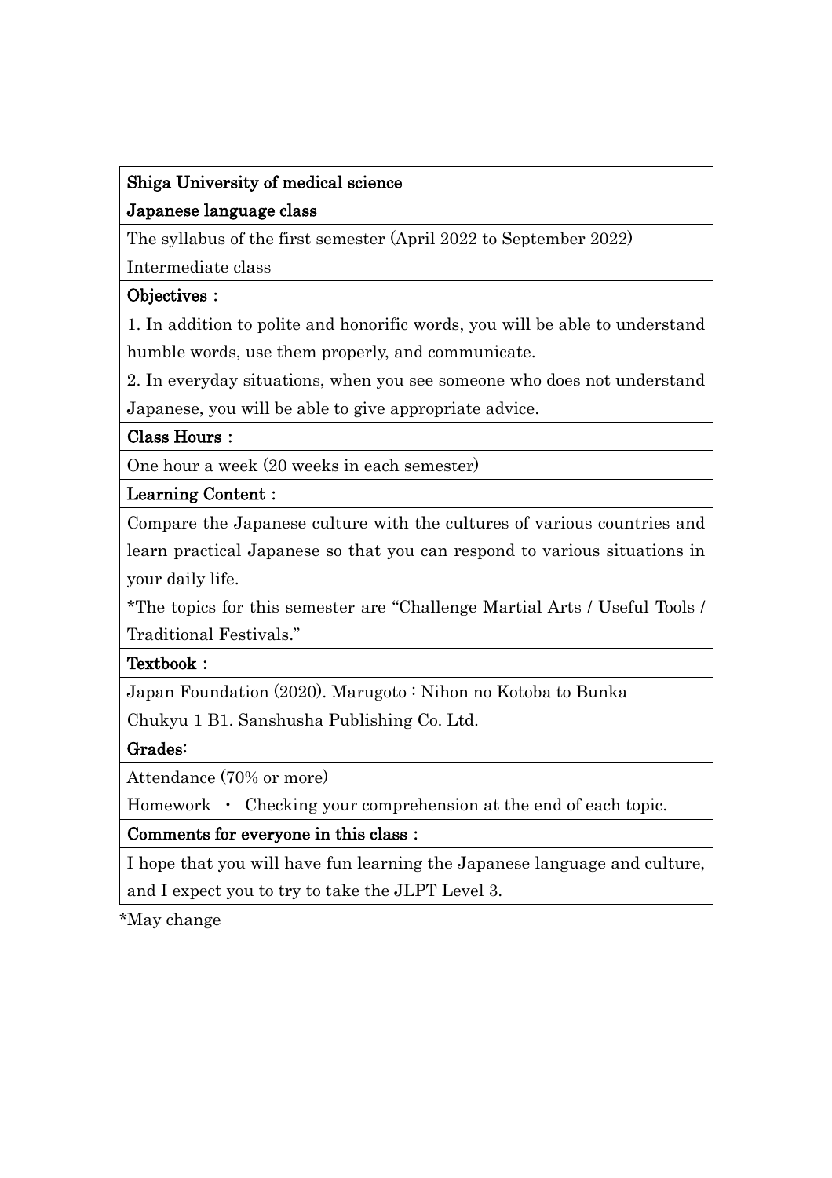**Shiga University of medical science**

**Japanese language class**

The syllabus of the first semester (April 2022 to September 2022)

Intermediate class

**Objectives：**

1. In addition to polite and honorific words, you will be able to understand humble words, use them properly, and communicate.
2. In everyday situations, when you see someone who does not understand Japanese, you will be able to give appropriate advice.

**Class Hours：**

One hour a week (20 weeks in each semester)

**Learning Content：**

Compare the Japanese culture with the cultures of various countries and learn practical Japanese so that you can respond to various situations in your daily life.

*The topics for this semester are "Challenge Martial Arts / Useful Tools / Traditional Festivals."

**Textbook：**

Japan Foundation (2020). Marugoto : Nihon no Kotoba to Bunka

Chukyu 1 B1. Sanshusha Publishing Co. Ltd.

**Grades:**

Attendance (70% or more)

Homework ・ Checking your comprehension at the end of each topic.

**Comments for everyone in this class：**

I hope that you will have fun learning the Japanese language and culture, and I expect you to try to take the JLPT Level 3.

*May change